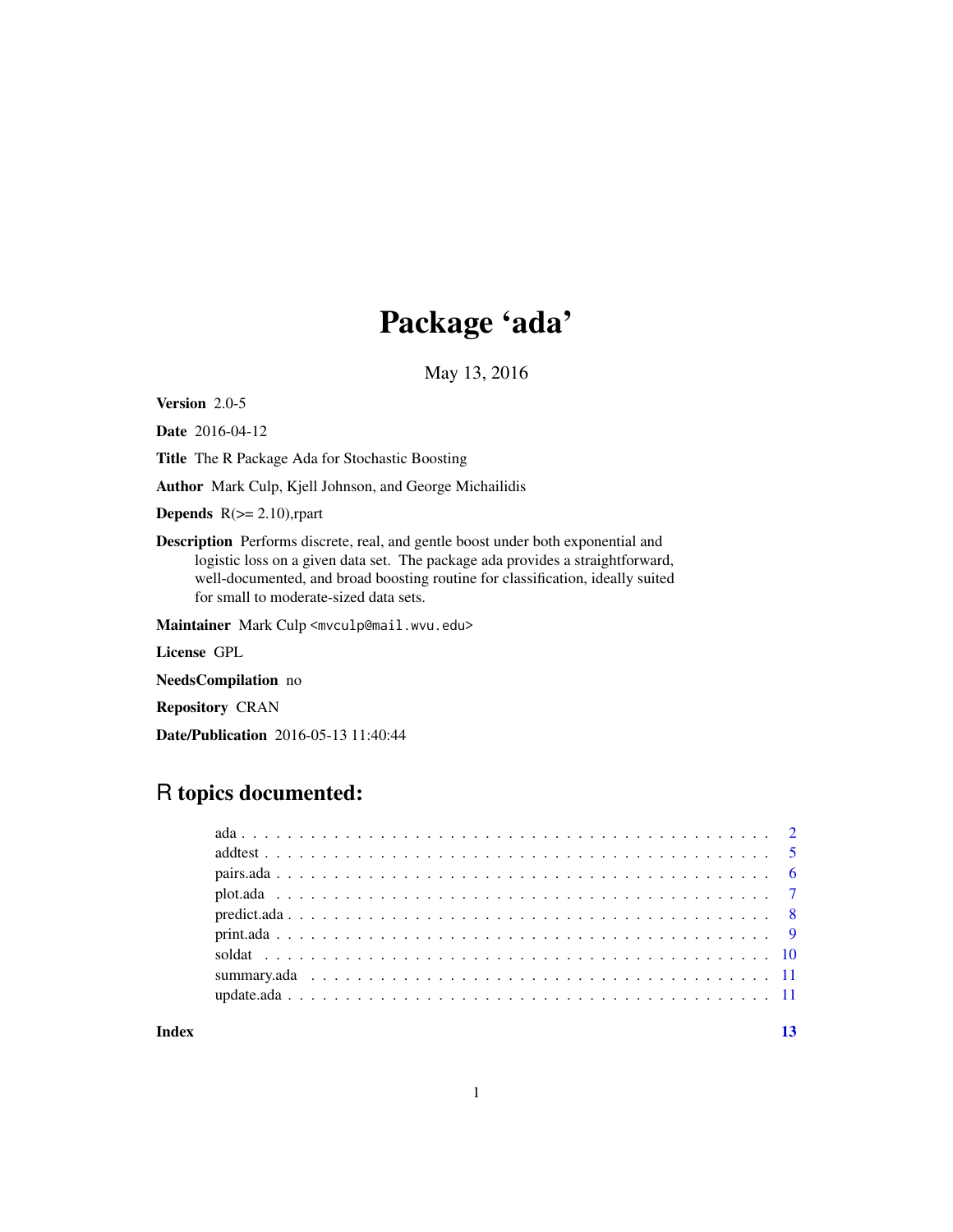# Package 'ada'

May 13, 2016

**Version** 2.0-5

**Date** 2016-04-12

**Title** The R Package Ada for Stochastic Boosting

**Author** Mark Culp, Kjell Johnson, and George Michailidis

**Depends** R(>= 2.10),rpart

**Description** Performs discrete, real, and gentle boost under both exponential and logistic loss on a given data set. The package ada provides a straightforward, well-documented, and broad boosting routine for classification, ideally suited for small to moderate-sized data sets.

**Maintainer** Mark Culp <mvculp@mail.wvu.edu>

**License** GPL

**NeedsCompilation** no

**Repository** CRAN

**Date/Publication** 2016-05-13 11:40:44

## R topics documented:

ada . . . . . . . . . . . . . . . . . . . . . . . . . . . . . . . . . . . . . . . . . . . . . 2
addtest . . . . . . . . . . . . . . . . . . . . . . . . . . . . . . . . . . . . . . . . . . . 5
pairs.ada . . . . . . . . . . . . . . . . . . . . . . . . . . . . . . . . . . . . . . . . . . 6
plot.ada . . . . . . . . . . . . . . . . . . . . . . . . . . . . . . . . . . . . . . . . . . 7
predict.ada . . . . . . . . . . . . . . . . . . . . . . . . . . . . . . . . . . . . . . . . 8
print.ada . . . . . . . . . . . . . . . . . . . . . . . . . . . . . . . . . . . . . . . . . 9
soldat . . . . . . . . . . . . . . . . . . . . . . . . . . . . . . . . . . . . . . . . . . . 10
summary.ada . . . . . . . . . . . . . . . . . . . . . . . . . . . . . . . . . . . . . . 11
update.ada . . . . . . . . . . . . . . . . . . . . . . . . . . . . . . . . . . . . . . . 11

**Index** **13**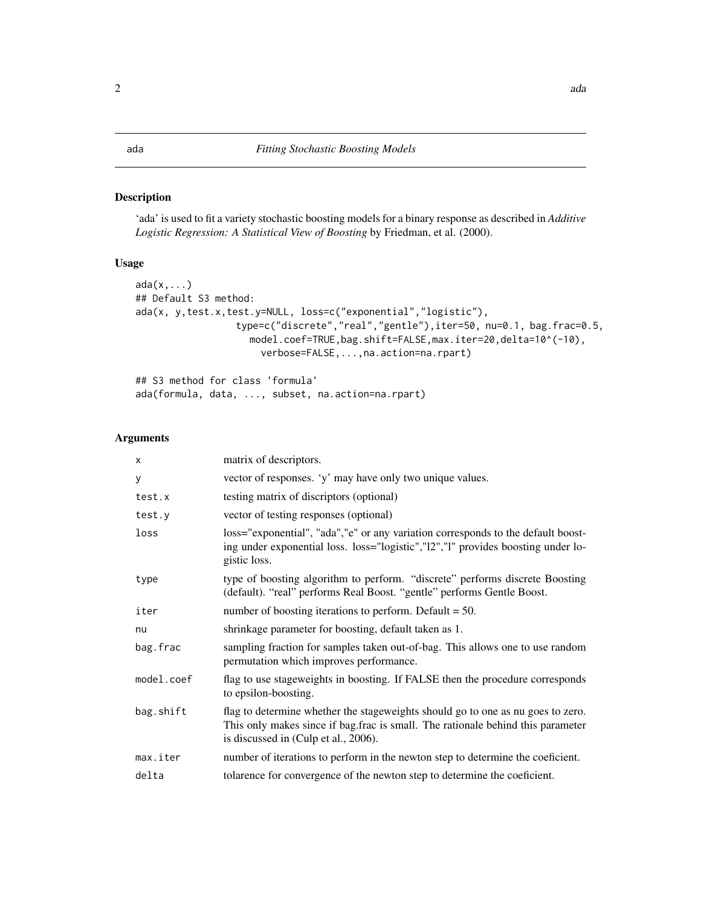# ada — *Fitting Stochastic Boosting Models*

## Description

'ada' is used to fit a variety stochastic boosting models for a binary response as described in *Additive Logistic Regression: A Statistical View of Boosting* by Friedman, et al. (2000).

## Usage

```
ada(x,...)
## Default S3 method:
ada(x, y,test.x,test.y=NULL, loss=c("exponential","logistic"),
                type=c("discrete","real","gentle"),iter=50, nu=0.1, bag.frac=0.5,
                  model.coef=TRUE,bag.shift=FALSE,max.iter=20,delta=10^(-10),
                    verbose=FALSE,...,na.action=na.rpart)

## S3 method for class 'formula'
ada(formula, data, ..., subset, na.action=na.rpart)
```

## Arguments

| | |
|---|---|
| x | matrix of descriptors. |
| y | vector of responses. 'y' may have only two unique values. |
| test.x | testing matrix of discriptors (optional) |
| test.y | vector of testing responses (optional) |
| loss | loss="exponential", "ada","e" or any variation corresponds to the default boosting under exponential loss. loss="logistic","l2","l" provides boosting under logistic loss. |
| type | type of boosting algorithm to perform. "discrete" performs discrete Boosting (default). "real" performs Real Boost. "gentle" performs Gentle Boost. |
| iter | number of boosting iterations to perform. Default = 50. |
| nu | shrinkage parameter for boosting, default taken as 1. |
| bag.frac | sampling fraction for samples taken out-of-bag. This allows one to use random permutation which improves performance. |
| model.coef | flag to use stageweights in boosting. If FALSE then the procedure corresponds to epsilon-boosting. |
| bag.shift | flag to determine whether the stageweights should go to one as nu goes to zero. This only makes since if bag.frac is small. The rationale behind this parameter is discussed in (Culp et al., 2006). |
| max.iter | number of iterations to perform in the newton step to determine the coeficient. |
| delta | tolarence for convergence of the newton step to determine the coeficient. |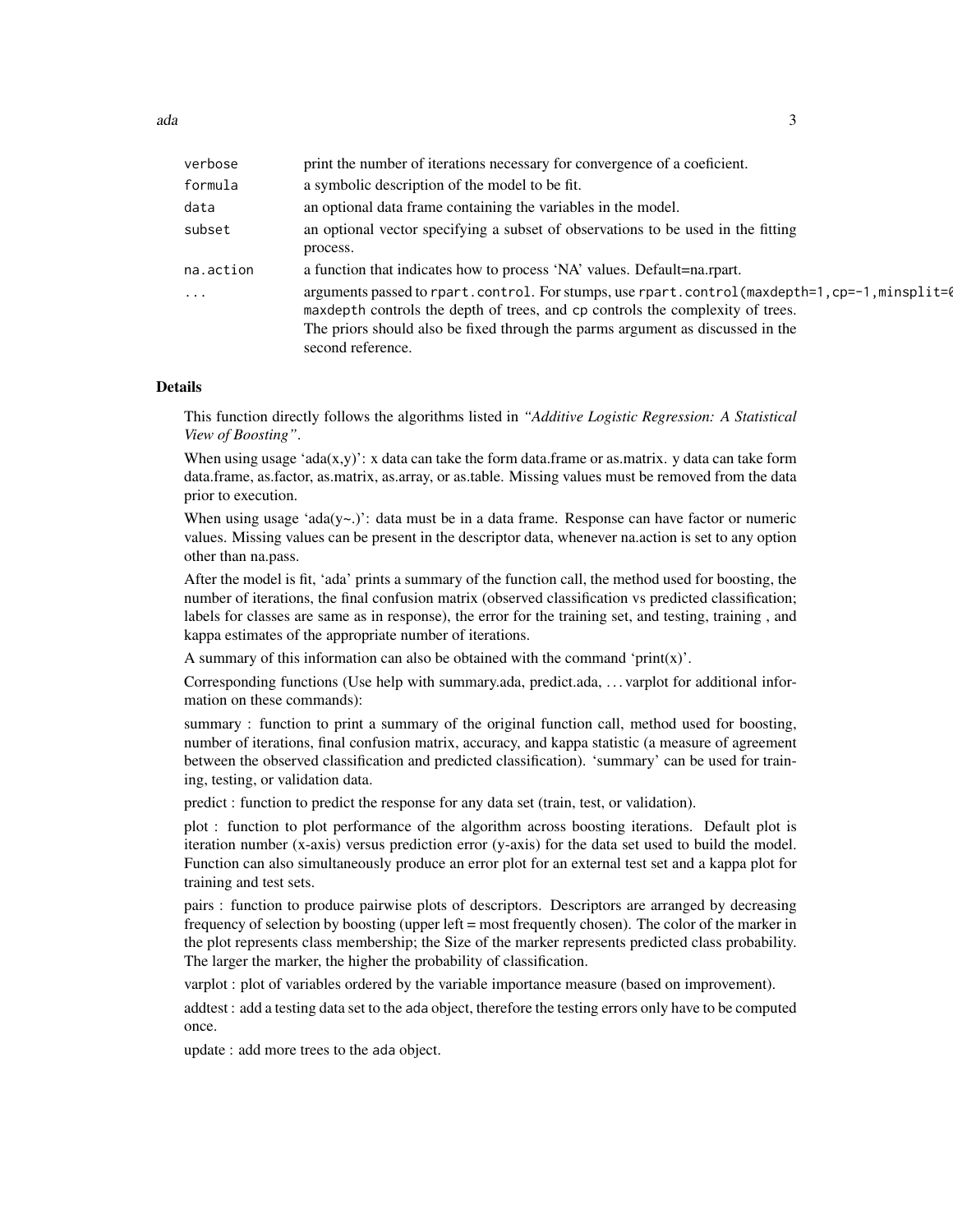| | |
|---|---|
| `verbose` | print the number of iterations necessary for convergence of a coeficient. |
| `formula` | a symbolic description of the model to be fit. |
| `data` | an optional data frame containing the variables in the model. |
| `subset` | an optional vector specifying a subset of observations to be used in the fitting process. |
| `na.action` | a function that indicates how to process 'NA' values. Default=na.rpart. |
| `...` | arguments passed to `rpart.control`. For stumps, use `rpart.control(maxdepth=1,cp=-1,minsplit=0` `maxdepth` controls the depth of trees, and `cp` controls the complexity of trees. The priors should also be fixed through the parms argument as discussed in the second reference. |

## Details

This function directly follows the algorithms listed in *"Additive Logistic Regression: A Statistical View of Boosting"*.

When using usage 'ada(x,y)': x data can take the form data.frame or as.matrix. y data can take form data.frame, as.factor, as.matrix, as.array, or as.table. Missing values must be removed from the data prior to execution.

When using usage 'ada(y~.)': data must be in a data frame. Response can have factor or numeric values. Missing values can be present in the descriptor data, whenever na.action is set to any option other than na.pass.

After the model is fit, 'ada' prints a summary of the function call, the method used for boosting, the number of iterations, the final confusion matrix (observed classification vs predicted classification; labels for classes are same as in response), the error for the training set, and testing, training , and kappa estimates of the appropriate number of iterations.

A summary of this information can also be obtained with the command 'print(x)'.

Corresponding functions (Use help with summary.ada, predict.ada, ... varplot for additional information on these commands):

summary : function to print a summary of the original function call, method used for boosting, number of iterations, final confusion matrix, accuracy, and kappa statistic (a measure of agreement between the observed classification and predicted classification). 'summary' can be used for training, testing, or validation data.

predict : function to predict the response for any data set (train, test, or validation).

plot : function to plot performance of the algorithm across boosting iterations. Default plot is iteration number (x-axis) versus prediction error (y-axis) for the data set used to build the model. Function can also simultaneously produce an error plot for an external test set and a kappa plot for training and test sets.

pairs : function to produce pairwise plots of descriptors. Descriptors are arranged by decreasing frequency of selection by boosting (upper left = most frequently chosen). The color of the marker in the plot represents class membership; the Size of the marker represents predicted class probability. The larger the marker, the higher the probability of classification.

varplot : plot of variables ordered by the variable importance measure (based on improvement).

addtest : add a testing data set to the `ada` object, therefore the testing errors only have to be computed once.

update : add more trees to the `ada` object.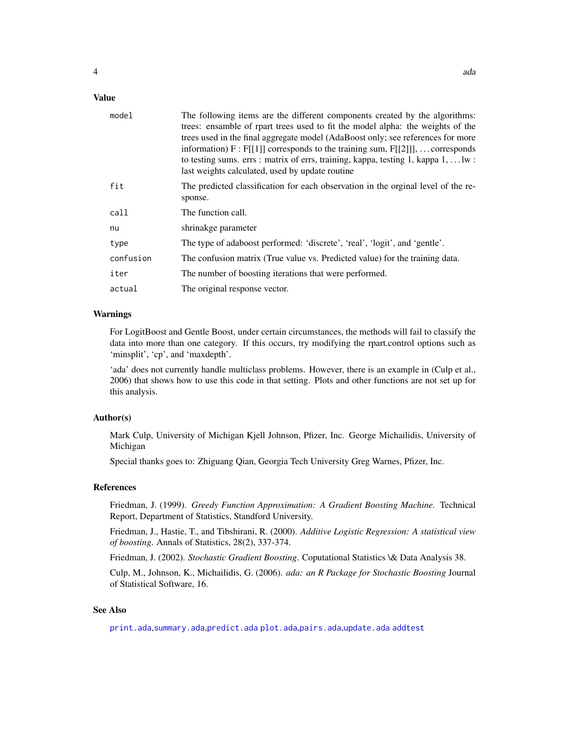## Value

| | |
|---|---|
| `model` | The following items are the different components created by the algorithms: trees: ensamble of rpart trees used to fit the model alpha: the weights of the trees used in the final aggregate model (AdaBoost only; see references for more information) F : F[[1]] corresponds to the training sum, F[[2]], … corresponds to testing sums. errs : matrix of errs, training, kappa, testing 1, kappa 1, … lw : last weights calculated, used by update routine |
| `fit` | The predicted classification for each observation in the orginal level of the response. |
| `call` | The function call. |
| `nu` | shrinakge parameter |
| `type` | The type of adaboost performed: 'discrete', 'real', 'logit', and 'gentle'. |
| `confusion` | The confusion matrix (True value vs. Predicted value) for the training data. |
| `iter` | The number of boosting iterations that were performed. |
| `actual` | The original response vector. |

## Warnings

For LogitBoost and Gentle Boost, under certain circumstances, the methods will fail to classify the data into more than one category. If this occurs, try modifying the rpart.control options such as 'minsplit', 'cp', and 'maxdepth'.

'ada' does not currently handle multiclass problems. However, there is an example in (Culp et al., 2006) that shows how to use this code in that setting. Plots and other functions are not set up for this analysis.

## Author(s)

Mark Culp, University of Michigan Kjell Johnson, Pfizer, Inc. George Michailidis, University of Michigan

Special thanks goes to: Zhiguang Qian, Georgia Tech University Greg Warnes, Pfizer, Inc.

## References

Friedman, J. (1999). *Greedy Function Approximation: A Gradient Boosting Machine.* Technical Report, Department of Statistics, Standford University.

Friedman, J., Hastie, T., and Tibshirani, R. (2000). *Additive Logistic Regression: A statistical view of boosting*. Annals of Statistics, 28(2), 337-374.

Friedman, J. (2002). *Stochastic Gradient Boosting*. Coputational Statistics \& Data Analysis 38.

Culp, M., Johnson, K., Michailidis, G. (2006). *ada: an R Package for Stochastic Boosting* Journal of Statistical Software, 16.

## See Also

`print.ada`,`summary.ada`,`predict.ada` `plot.ada`,`pairs.ada`,`update.ada` `addtest`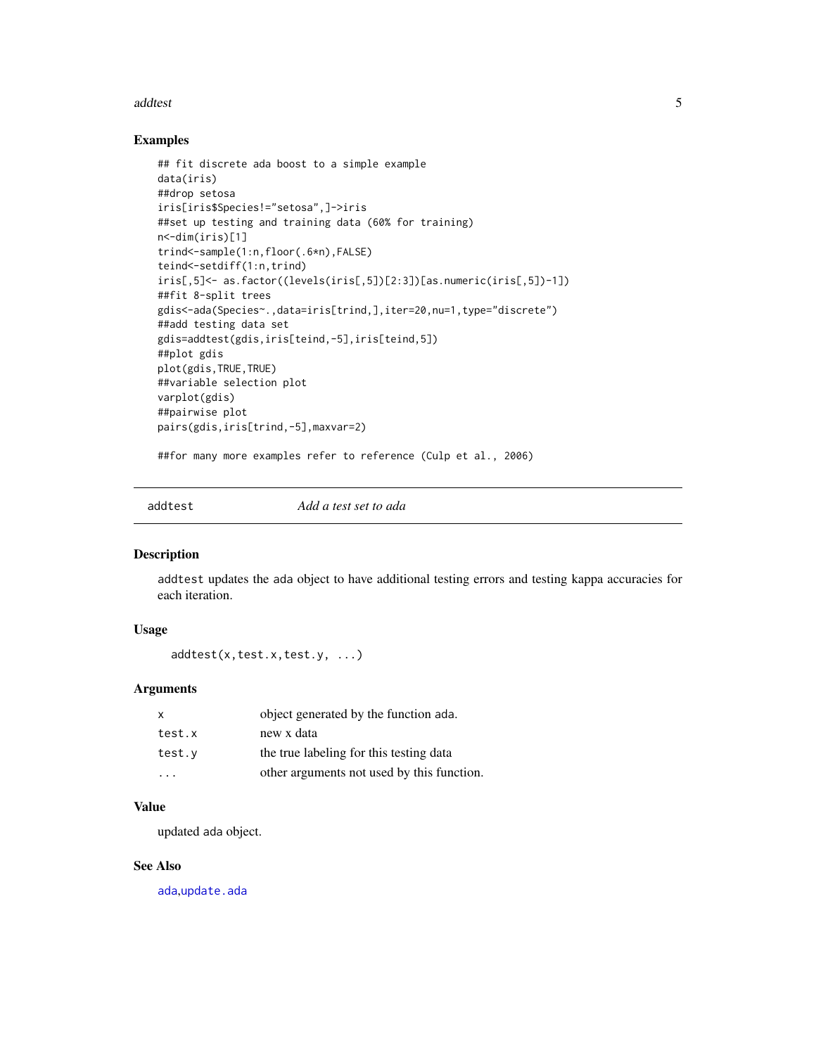## Examples

```
## fit discrete ada boost to a simple example
data(iris)
##drop setosa
iris[iris$Species!="setosa",]->iris
##set up testing and training data (60% for training)
n<-dim(iris)[1]
trind<-sample(1:n,floor(.6*n),FALSE)
teind<-setdiff(1:n,trind)
iris[,5]<- as.factor((levels(iris[,5])[2:3])[as.numeric(iris[,5])-1])
##fit 8-split trees
gdis<-ada(Species~.,data=iris[trind,],iter=20,nu=1,type="discrete")
##add testing data set
gdis=addtest(gdis,iris[teind,-5],iris[teind,5])
##plot gdis
plot(gdis,TRUE,TRUE)
##variable selection plot
varplot(gdis)
##pairwise plot
pairs(gdis,iris[trind,-5],maxvar=2)

##for many more examples refer to reference (Culp et al., 2006)
```

---

# addtest *Add a test set to ada*

---

## Description

addtest updates the ada object to have additional testing errors and testing kappa accuracies for each iteration.

## Usage

```
addtest(x,test.x,test.y, ...)
```

## Arguments

| | |
|---|---|
| x | object generated by the function ada. |
| test.x | new x data |
| test.y | the true labeling for this testing data |
| ... | other arguments not used by this function. |

## Value

updated ada object.

## See Also

ada,update.ada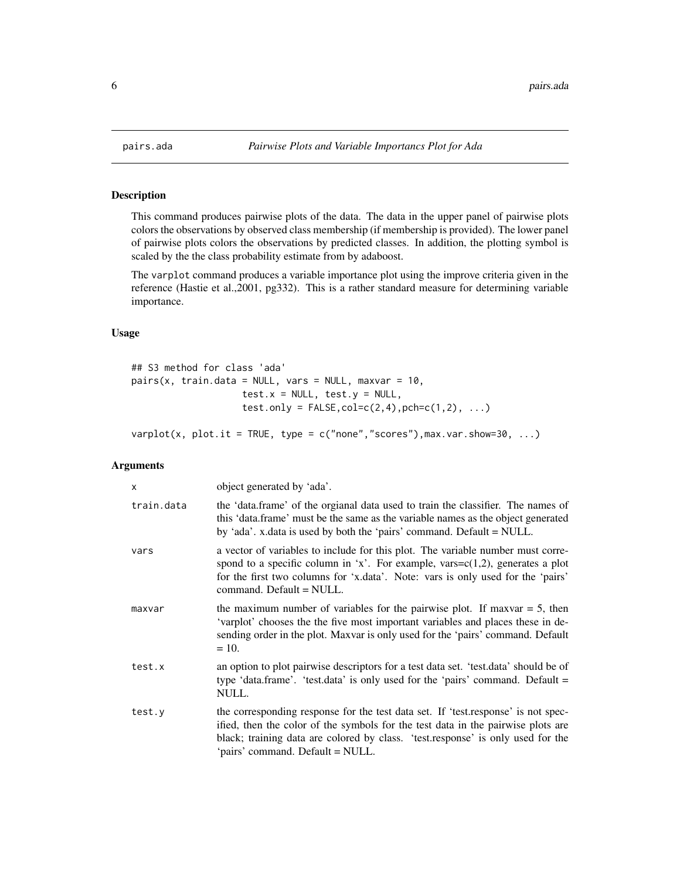pairs.ada *Pairwise Plots and Variable Importancs Plot for Ada*

## Description

This command produces pairwise plots of the data. The data in the upper panel of pairwise plots colors the observations by observed class membership (if membership is provided). The lower panel of pairwise plots colors the observations by predicted classes. In addition, the plotting symbol is scaled by the the class probability estimate from by adaboost.

The varplot command produces a variable importance plot using the improve criteria given in the reference (Hastie et al.,2001, pg332). This is a rather standard measure for determining variable importance.

## Usage

```
## S3 method for class 'ada'
pairs(x, train.data = NULL, vars = NULL, maxvar = 10,
                    test.x = NULL, test.y = NULL,
                    test.only = FALSE,col=c(2,4),pch=c(1,2), ...)

varplot(x, plot.it = TRUE, type = c("none","scores"),max.var.show=30, ...)
```

## Arguments

| | |
|---|---|
| x | object generated by 'ada'. |
| train.data | the 'data.frame' of the orgianal data used to train the classifier. The names of this 'data.frame' must be the same as the variable names as the object generated by 'ada'. x.data is used by both the 'pairs' command. Default = NULL. |
| vars | a vector of variables to include for this plot. The variable number must correspond to a specific column in 'x'. For example, vars=c(1,2), generates a plot for the first two columns for 'x.data'. Note: vars is only used for the 'pairs' command. Default = NULL. |
| maxvar | the maximum number of variables for the pairwise plot. If maxvar = 5, then 'varplot' chooses the the five most important variables and places these in desending order in the plot. Maxvar is only used for the 'pairs' command. Default = 10. |
| test.x | an option to plot pairwise descriptors for a test data set. 'test.data' should be of type 'data.frame'. 'test.data' is only used for the 'pairs' command. Default = NULL. |
| test.y | the corresponding response for the test data set. If 'test.response' is not specified, then the color of the symbols for the test data in the pairwise plots are black; training data are colored by class. 'test.response' is only used for the 'pairs' command. Default = NULL. |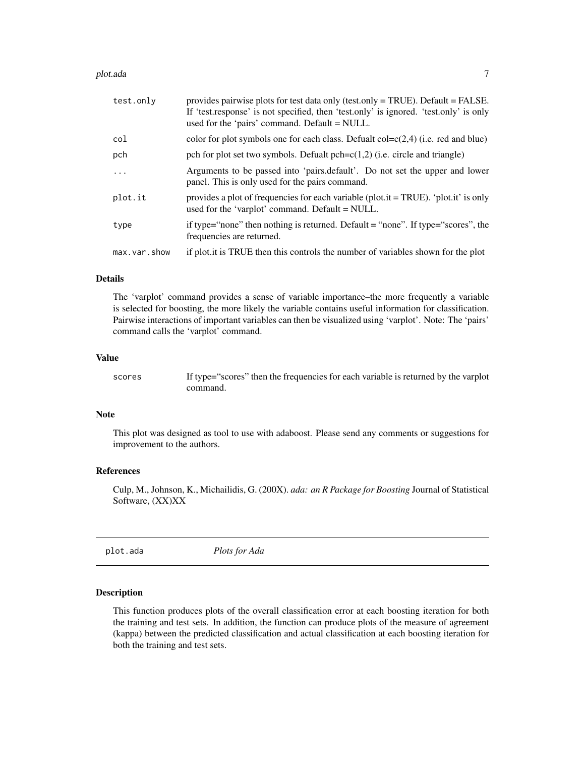| | |
|---|---|
| test.only | provides pairwise plots for test data only (test.only = TRUE). Default = FALSE. If 'test.response' is not specified, then 'test.only' is ignored. 'test.only' is only used for the 'pairs' command. Default = NULL. |
| col | color for plot symbols one for each class. Defualt col=c(2,4) (i.e. red and blue) |
| pch | pch for plot set two symbols. Defualt pch=c(1,2) (i.e. circle and triangle) |
| ... | Arguments to be passed into 'pairs.default'. Do not set the upper and lower panel. This is only used for the pairs command. |
| plot.it | provides a plot of frequencies for each variable (plot.it = TRUE). 'plot.it' is only used for the 'varplot' command. Default = NULL. |
| type | if type="none" then nothing is returned. Default = "none". If type="scores", the frequencies are returned. |
| max.var.show | if plot.it is TRUE then this controls the number of variables shown for the plot |

### Details

The 'varplot' command provides a sense of variable importance–the more frequently a variable is selected for boosting, the more likely the variable contains useful information for classification. Pairwise interactions of important variables can then be visualized using 'varplot'. Note: The 'pairs' command calls the 'varplot' command.

### Value

| | |
|---|---|
| scores | If type="scores" then the frequencies for each variable is returned by the varplot command. |

### Note

This plot was designed as tool to use with adaboost. Please send any comments or suggestions for improvement to the authors.

### References

Culp, M., Johnson, K., Michailidis, G. (200X). *ada: an R Package for Boosting* Journal of Statistical Software, (XX)XX

---

## plot.ada *Plots for Ada*

---

### Description

This function produces plots of the overall classification error at each boosting iteration for both the training and test sets. In addition, the function can produce plots of the measure of agreement (kappa) between the predicted classification and actual classification at each boosting iteration for both the training and test sets.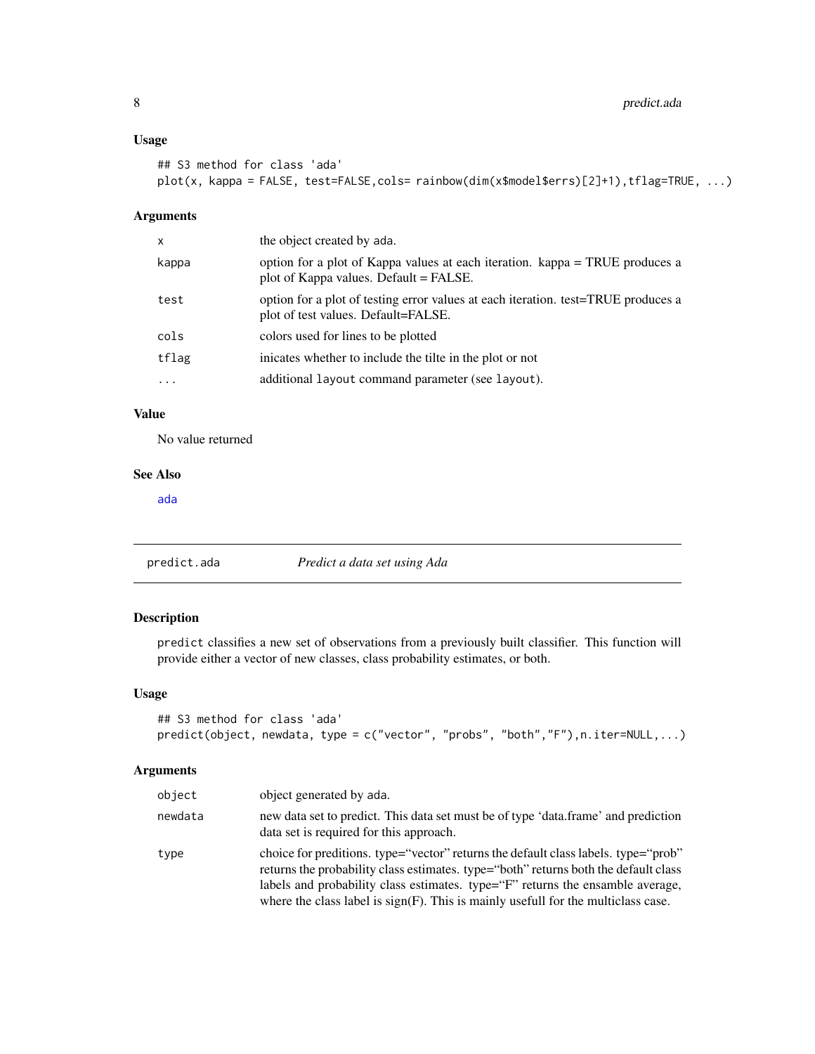### Usage

```
## S3 method for class 'ada'
plot(x, kappa = FALSE, test=FALSE,cols= rainbow(dim(x$model$errs)[2]+1),tflag=TRUE, ...)
```

### Arguments

| | |
|---|---|
| x | the object created by ada. |
| kappa | option for a plot of Kappa values at each iteration. kappa = TRUE produces a plot of Kappa values. Default = FALSE. |
| test | option for a plot of testing error values at each iteration. test=TRUE produces a plot of test values. Default=FALSE. |
| cols | colors used for lines to be plotted |
| tflag | inicates whether to include the tilte in the plot or not |
| ... | additional layout command parameter (see layout). |

### Value

No value returned

### See Also

ada

---

## predict.ada — *Predict a data set using Ada*

### Description

predict classifies a new set of observations from a previously built classifier. This function will provide either a vector of new classes, class probability estimates, or both.

### Usage

```
## S3 method for class 'ada'
predict(object, newdata, type = c("vector", "probs", "both","F"),n.iter=NULL,...)
```

### Arguments

| | |
|---|---|
| object | object generated by ada. |
| newdata | new data set to predict. This data set must be of type 'data.frame' and prediction data set is required for this approach. |
| type | choice for preditions. type="vector" returns the default class labels. type="prob" returns the probability class estimates. type="both" returns both the default class labels and probability class estimates. type="F" returns the ensamble average, where the class label is sign(F). This is mainly usefull for the multiclass case. |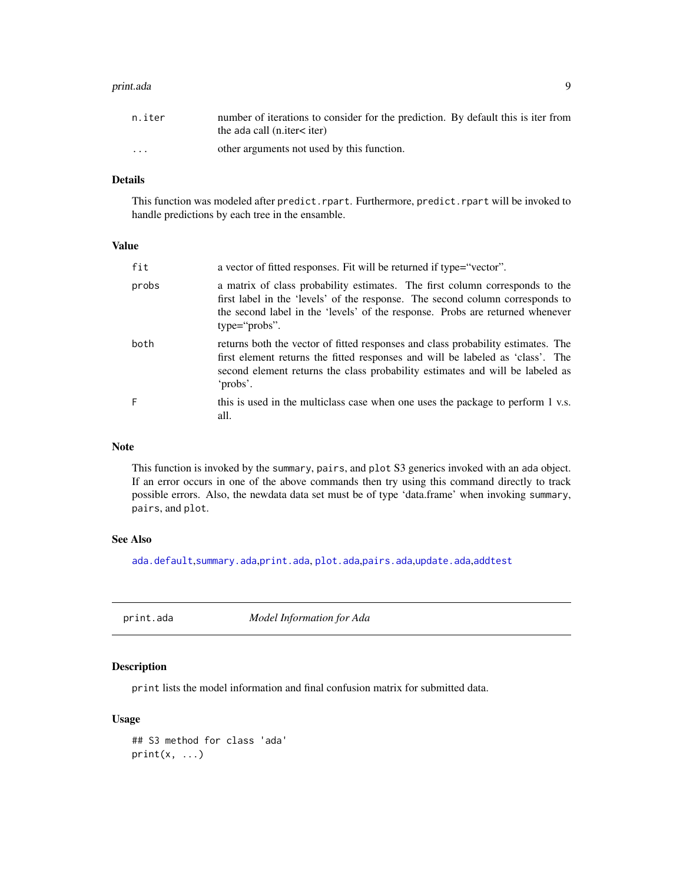| | |
|---|---|
| `n.iter` | number of iterations to consider for the prediction. By default this is iter from the ada call (n.iter< iter) |
| `...` | other arguments not used by this function. |

### Details

This function was modeled after `predict.rpart`. Furthermore, `predict.rpart` will be invoked to handle predictions by each tree in the ensamble.

### Value

| | |
|---|---|
| `fit` | a vector of fitted responses. Fit will be returned if type="vector". |
| `probs` | a matrix of class probability estimates. The first column corresponds to the first label in the 'levels' of the response. The second column corresponds to the second label in the 'levels' of the response. Probs are returned whenever type="probs". |
| `both` | returns both the vector of fitted responses and class probability estimates. The first element returns the fitted responses and will be labeled as 'class'. The second element returns the class probability estimates and will be labeled as 'probs'. |
| `F` | this is used in the multiclass case when one uses the package to perform 1 v.s. all. |

### Note

This function is invoked by the `summary`, `pairs`, and `plot` S3 generics invoked with an `ada` object. If an error occurs in one of the above commands then try using this command directly to track possible errors. Also, the newdata data set must be of type 'data.frame' when invoking `summary`, `pairs`, and `plot`.

### See Also

`ada.default`,`summary.ada`,`print.ada`, `plot.ada`,`pairs.ada`,`update.ada`,`addtest`

---

## print.ada — *Model Information for Ada*

### Description

`print` lists the model information and final confusion matrix for submitted data.

### Usage

```
## S3 method for class 'ada'
print(x, ...)
```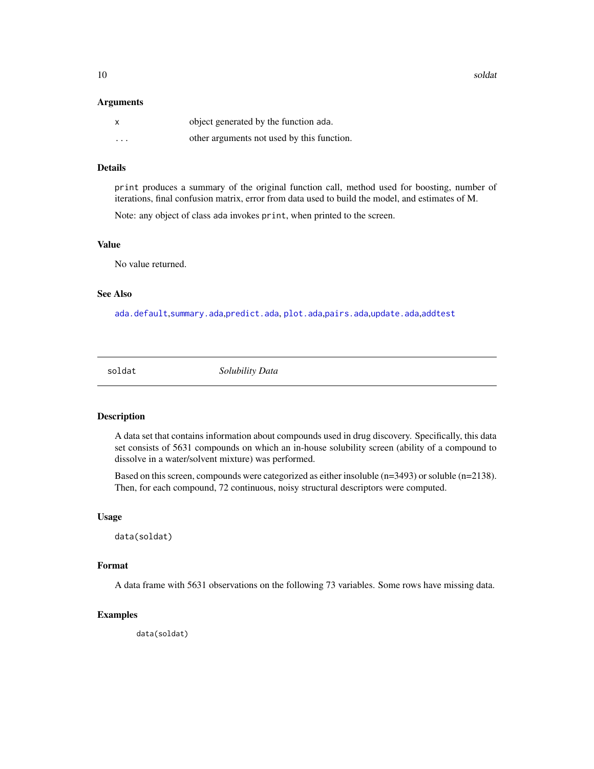### Arguments

| | |
|---|---|
| `x` | object generated by the function `ada`. |
| `...` | other arguments not used by this function. |

### Details

`print` produces a summary of the original function call, method used for boosting, number of iterations, final confusion matrix, error from data used to build the model, and estimates of M.

Note: any object of class `ada` invokes `print`, when printed to the screen.

### Value

No value returned.

### See Also

`ada.default`,`summary.ada`,`predict.ada`, `plot.ada`,`pairs.ada`,`update.ada`,`addtest`

---

## soldat — *Solubility Data*

---

### Description

A data set that contains information about compounds used in drug discovery. Specifically, this data set consists of 5631 compounds on which an in-house solubility screen (ability of a compound to dissolve in a water/solvent mixture) was performed.

Based on this screen, compounds were categorized as either insoluble (n=3493) or soluble (n=2138). Then, for each compound, 72 continuous, noisy structural descriptors were computed.

### Usage

```
data(soldat)
```

### Format

A data frame with 5631 observations on the following 73 variables. Some rows have missing data.

### Examples

```
data(soldat)
```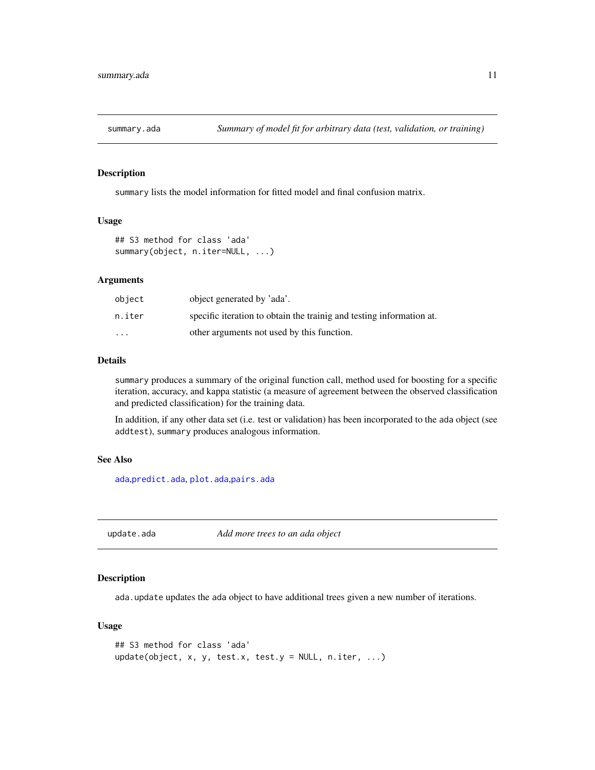## summary.ada — *Summary of model fit for arbitrary data (test, validation, or training)*

### Description

summary lists the model information for fitted model and final confusion matrix.

### Usage

```
## S3 method for class 'ada'
summary(object, n.iter=NULL, ...)
```

### Arguments

| | |
|---|---|
| object | object generated by 'ada'. |
| n.iter | specific iteration to obtain the trainig and testing information at. |
| ... | other arguments not used by this function. |

### Details

summary produces a summary of the original function call, method used for boosting for a specific iteration, accuracy, and kappa statistic (a measure of agreement between the observed classification and predicted classification) for the training data.

In addition, if any other data set (i.e. test or validation) has been incorporated to the ada object (see addtest), summary produces analogous information.

### See Also

ada,predict.ada, plot.ada,pairs.ada

## update.ada — *Add more trees to an ada object*

### Description

ada.update updates the ada object to have additional trees given a new number of iterations.

### Usage

```
## S3 method for class 'ada'
update(object, x, y, test.x, test.y = NULL, n.iter, ...)
```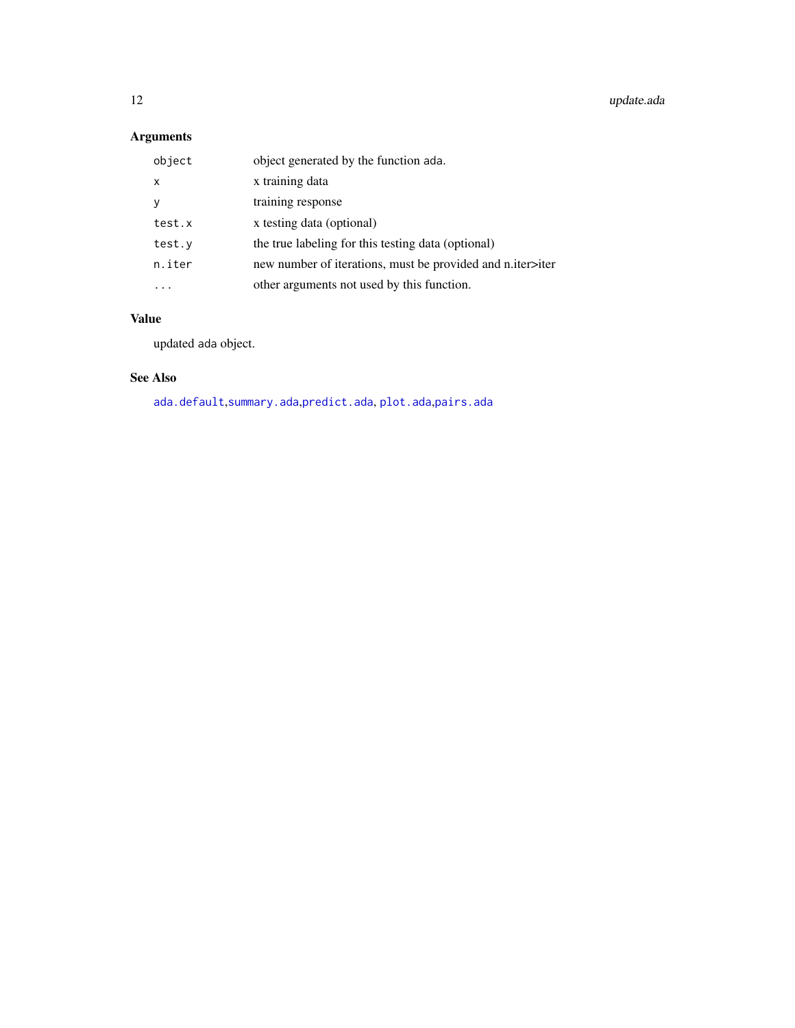## Arguments

| | |
|---|---|
| `object` | object generated by the function `ada`. |
| `x` | x training data |
| `y` | training response |
| `test.x` | x testing data (optional) |
| `test.y` | the true labeling for this testing data (optional) |
| `n.iter` | new number of iterations, must be provided and n.iter>iter |
| `...` | other arguments not used by this function. |

## Value

updated `ada` object.

## See Also

`ada.default`,`summary.ada`,`predict.ada`, `plot.ada`,`pairs.ada`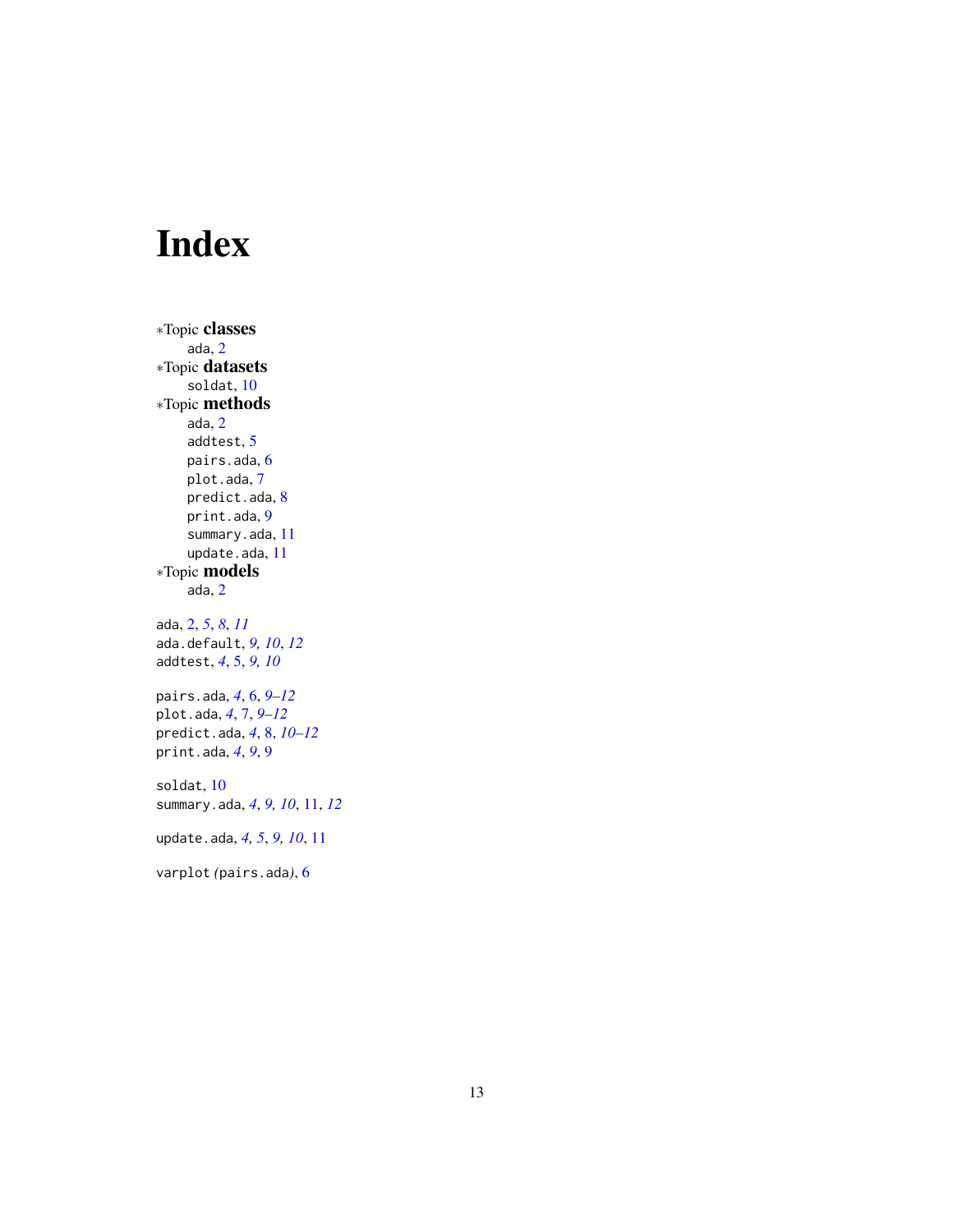# Index

∗Topic **classes**
  ada, 2
∗Topic **datasets**
  soldat, 10
∗Topic **methods**
  ada, 2
  addtest, 5
  pairs.ada, 6
  plot.ada, 7
  predict.ada, 8
  print.ada, 9
  summary.ada, 11
  update.ada, 11
∗Topic **models**
  ada, 2

ada, 2, *5*, *8*, *11*
ada.default, *9, 10*, *12*
addtest, *4*, 5, *9, 10*

pairs.ada, *4*, 6, *9–12*
plot.ada, *4*, 7, *9–12*
predict.ada, *4*, 8, *10–12*
print.ada, *4*, *9*, 9

soldat, 10
summary.ada, *4*, *9, 10*, 11, *12*

update.ada, *4, 5*, *9, 10*, 11

varplot *(*pairs.ada*)*, 6